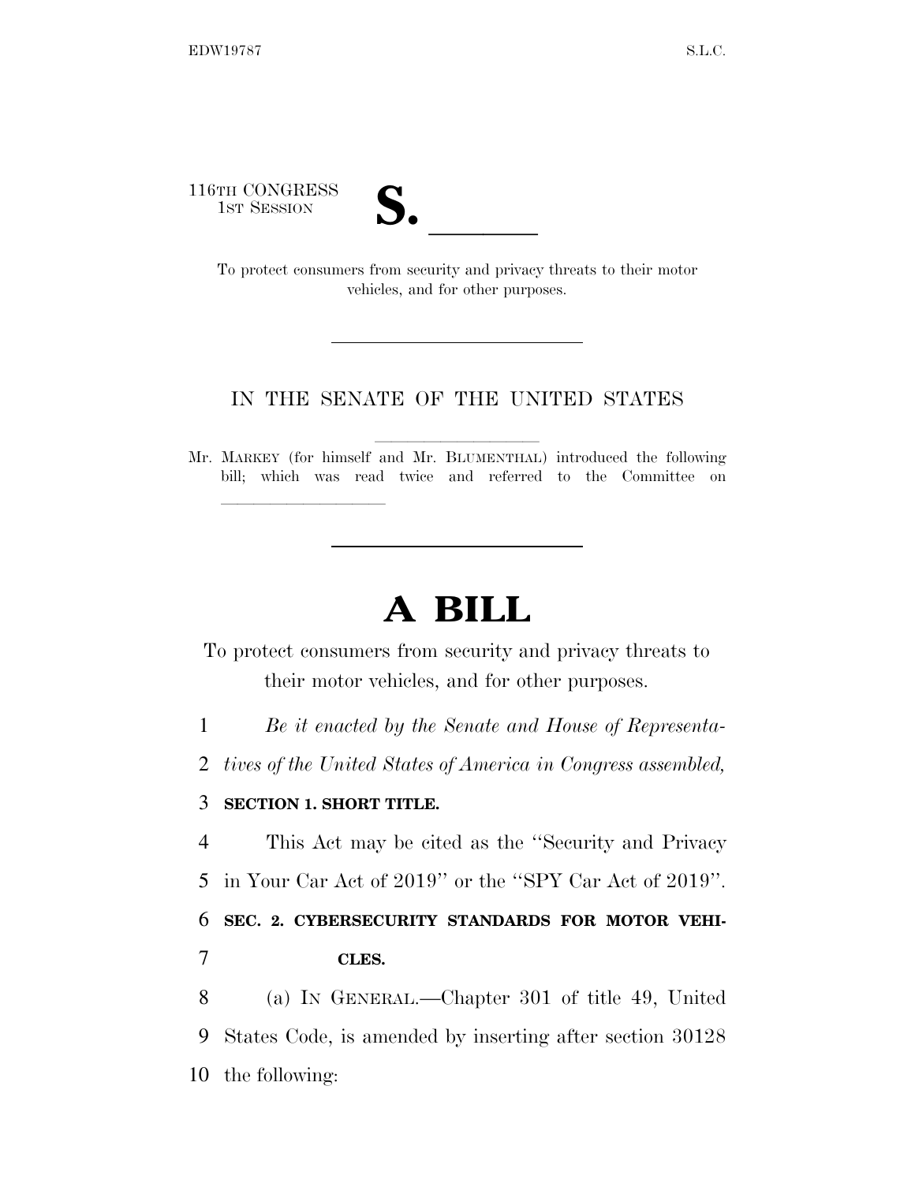116TH CONGRESS
1ST SESSION

# S. \_\_\_\_\_\_

To protect consumers from security and privacy threats to their motor vehicles, and for other purposes.

---

IN THE SENATE OF THE UNITED STATES

Mr. MARKEY (for himself and Mr. BLUMENTHAL) introduced the following bill; which was read twice and referred to the Committee on \_\_\_\_\_\_\_\_\_\_\_\_\_\_\_\_

---

# A BILL

To protect consumers from security and privacy threats to their motor vehicles, and for other purposes.

1 *Be it enacted by the Senate and House of Representa-*
2 *tives of the United States of America in Congress assembled,*

3 **SECTION 1. SHORT TITLE.**

4 This Act may be cited as the ''Security and Privacy
5 in Your Car Act of 2019'' or the ''SPY Car Act of 2019''.

6 **SEC. 2. CYBERSECURITY STANDARDS FOR MOTOR VEHI-**
7 **CLES.**

8 (a) IN GENERAL.—Chapter 301 of title 49, United
9 States Code, is amended by inserting after section 30128
10 the following: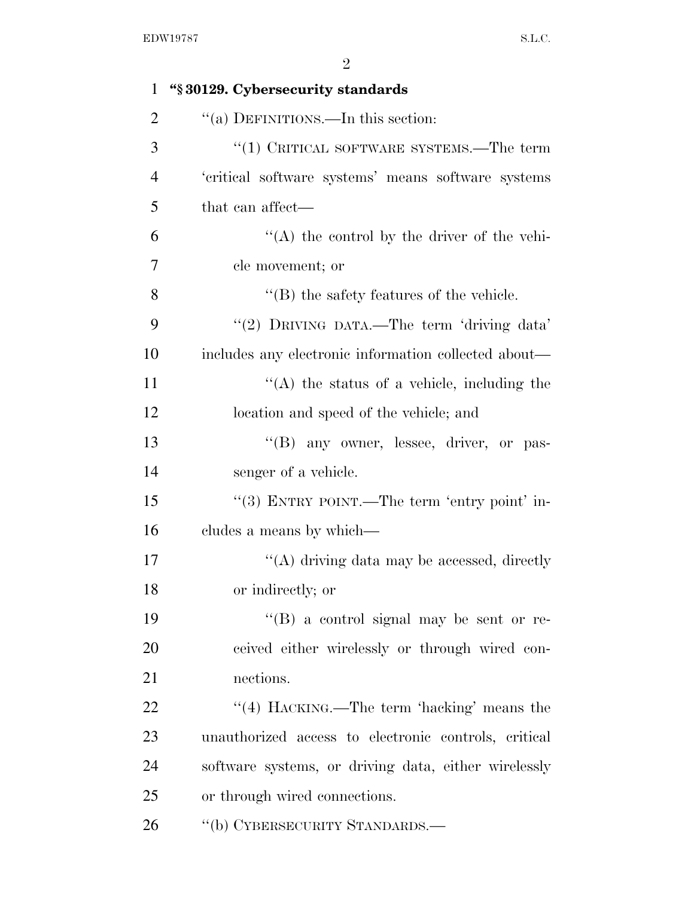**"§ 30129. Cybersecurity standards**

"(a) DEFINITIONS.—In this section:

"(1) CRITICAL SOFTWARE SYSTEMS.—The term 'critical software systems' means software systems that can affect—

"(A) the control by the driver of the vehicle movement; or

"(B) the safety features of the vehicle.

"(2) DRIVING DATA.—The term 'driving data' includes any electronic information collected about—

"(A) the status of a vehicle, including the location and speed of the vehicle; and

"(B) any owner, lessee, driver, or passenger of a vehicle.

"(3) ENTRY POINT.—The term 'entry point' includes a means by which—

"(A) driving data may be accessed, directly or indirectly; or

"(B) a control signal may be sent or received either wirelessly or through wired connections.

"(4) HACKING.—The term 'hacking' means the unauthorized access to electronic controls, critical software systems, or driving data, either wirelessly or through wired connections.

"(b) CYBERSECURITY STANDARDS.—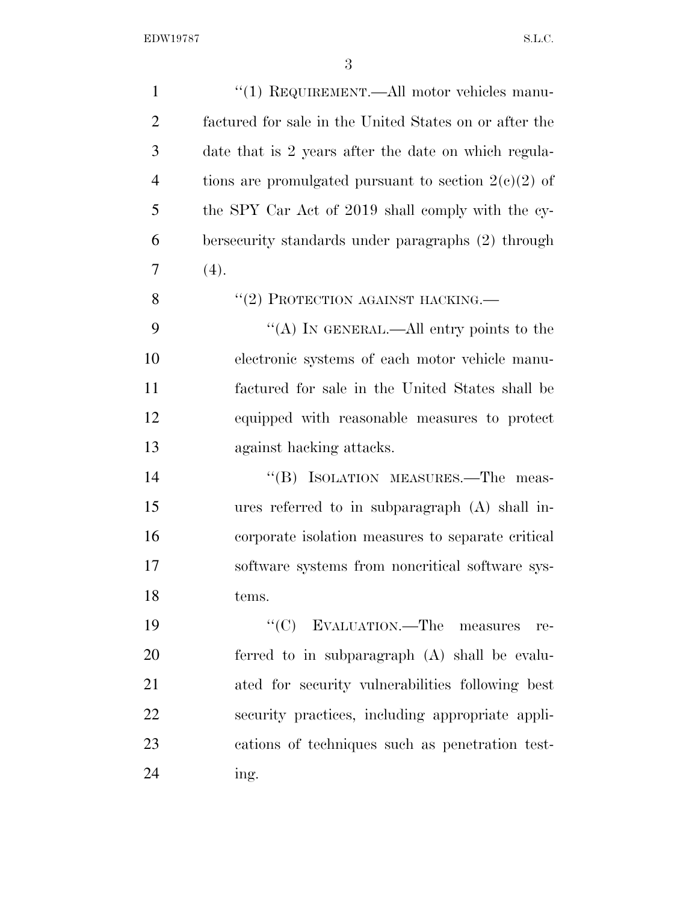"(1) REQUIREMENT.—All motor vehicles manufactured for sale in the United States on or after the date that is 2 years after the date on which regulations are promulgated pursuant to section 2(c)(2) of the SPY Car Act of 2019 shall comply with the cybersecurity standards under paragraphs (2) through (4).

"(2) PROTECTION AGAINST HACKING.—

"(A) IN GENERAL.—All entry points to the electronic systems of each motor vehicle manufactured for sale in the United States shall be equipped with reasonable measures to protect against hacking attacks.

"(B) ISOLATION MEASURES.—The measures referred to in subparagraph (A) shall incorporate isolation measures to separate critical software systems from noncritical software systems.

"(C) EVALUATION.—The measures referred to in subparagraph (A) shall be evaluated for security vulnerabilities following best security practices, including appropriate applications of techniques such as penetration testing.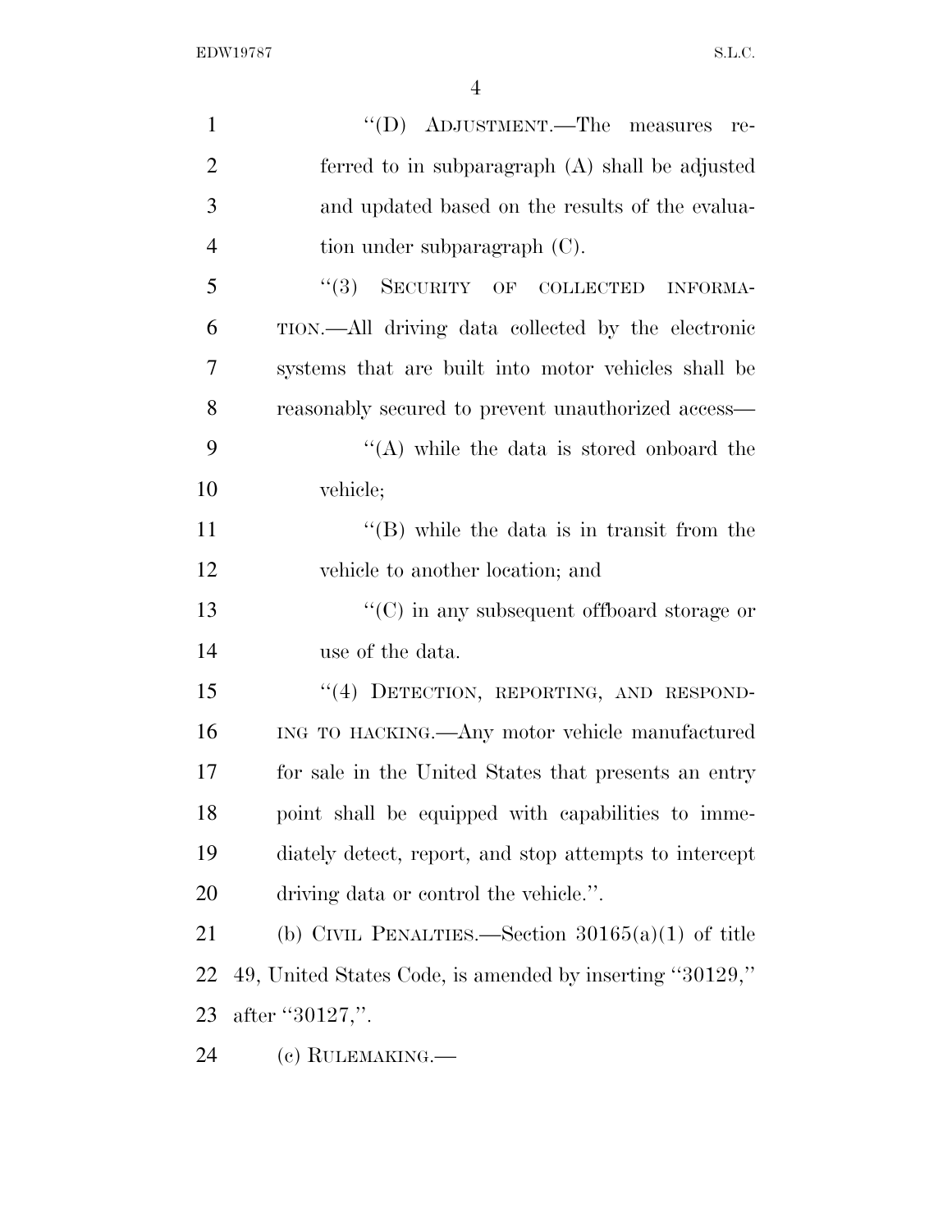''(D) ADJUSTMENT.—The measures referred to in subparagraph (A) shall be adjusted and updated based on the results of the evaluation under subparagraph (C).

''(3) SECURITY OF COLLECTED INFORMATION.—All driving data collected by the electronic systems that are built into motor vehicles shall be reasonably secured to prevent unauthorized access—

''(A) while the data is stored onboard the vehicle;

''(B) while the data is in transit from the vehicle to another location; and

''(C) in any subsequent offboard storage or use of the data.

''(4) DETECTION, REPORTING, AND RESPONDING TO HACKING.—Any motor vehicle manufactured for sale in the United States that presents an entry point shall be equipped with capabilities to immediately detect, report, and stop attempts to intercept driving data or control the vehicle.''.

(b) CIVIL PENALTIES.—Section 30165(a)(1) of title 49, United States Code, is amended by inserting ''30129,'' after ''30127,''.

(c) RULEMAKING.—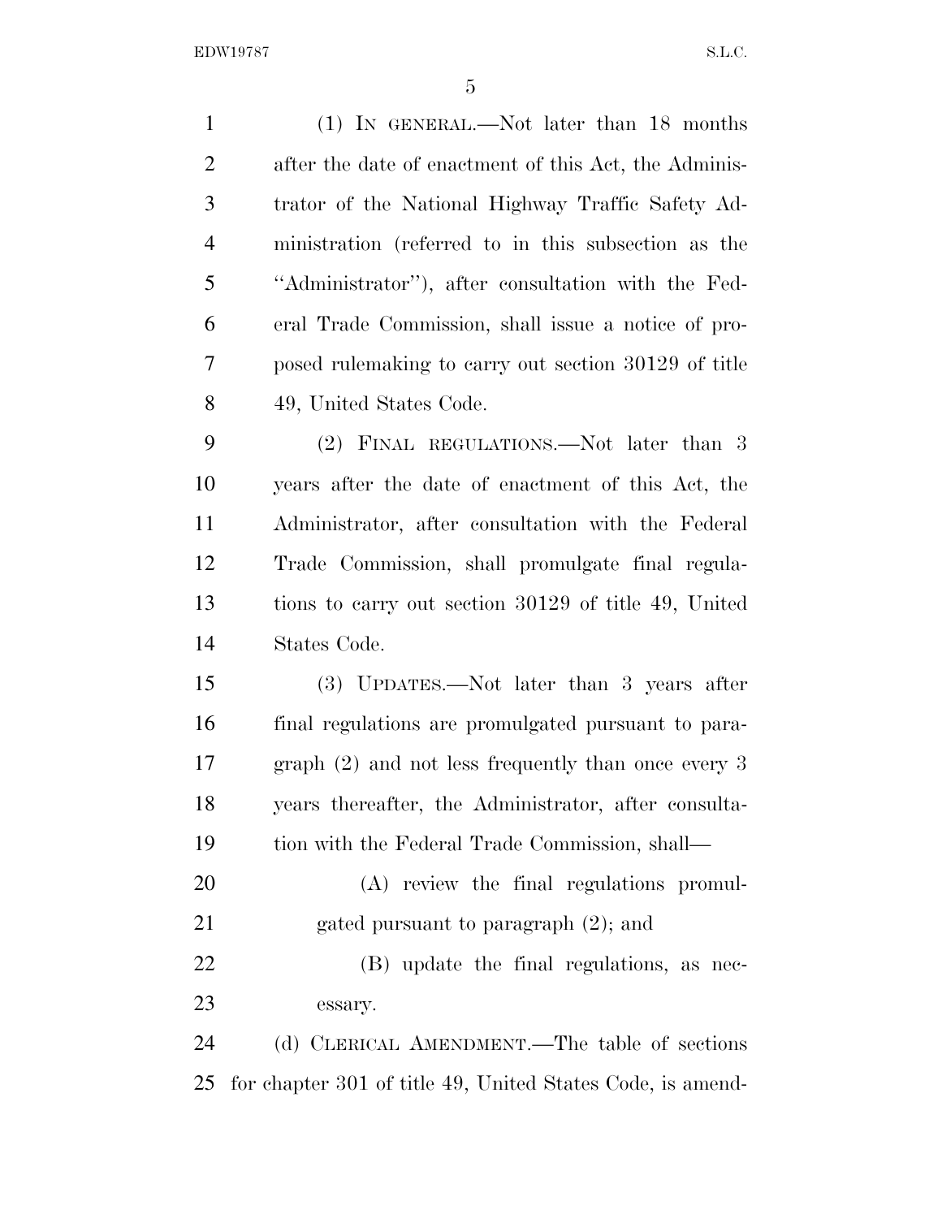(1) IN GENERAL.—Not later than 18 months after the date of enactment of this Act, the Administrator of the National Highway Traffic Safety Administration (referred to in this subsection as the "Administrator"), after consultation with the Federal Trade Commission, shall issue a notice of proposed rulemaking to carry out section 30129 of title 49, United States Code.

(2) FINAL REGULATIONS.—Not later than 3 years after the date of enactment of this Act, the Administrator, after consultation with the Federal Trade Commission, shall promulgate final regulations to carry out section 30129 of title 49, United States Code.

(3) UPDATES.—Not later than 3 years after final regulations are promulgated pursuant to paragraph (2) and not less frequently than once every 3 years thereafter, the Administrator, after consultation with the Federal Trade Commission, shall—

(A) review the final regulations promulgated pursuant to paragraph (2); and

(B) update the final regulations, as necessary.

(d) CLERICAL AMENDMENT.—The table of sections for chapter 301 of title 49, United States Code, is amend-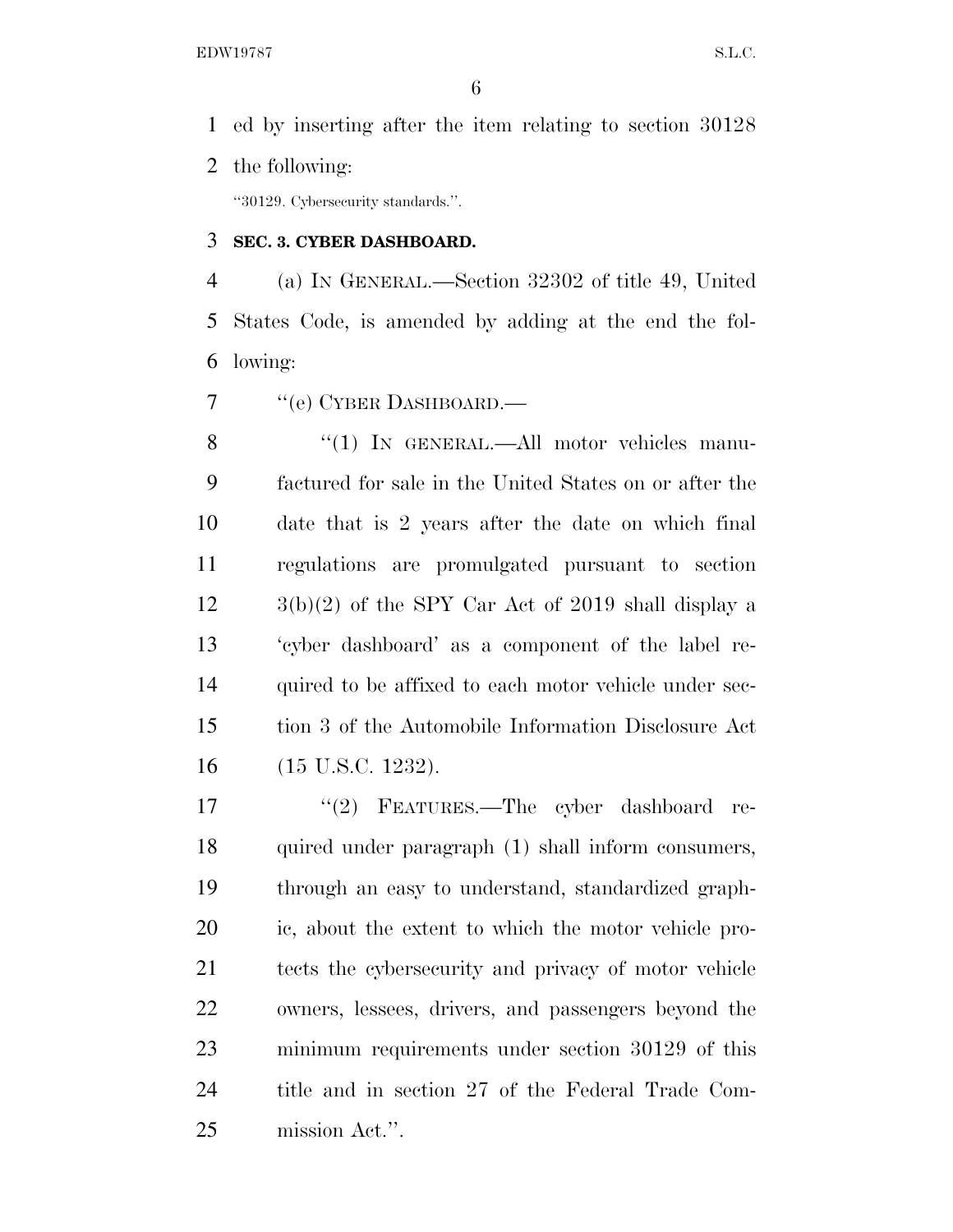ed by inserting after the item relating to section 30128 the following:

"30129. Cybersecurity standards.".

**SEC. 3. CYBER DASHBOARD.**

(a) IN GENERAL.—Section 32302 of title 49, United States Code, is amended by adding at the end the following:

"(e) CYBER DASHBOARD.—

"(1) IN GENERAL.—All motor vehicles manufactured for sale in the United States on or after the date that is 2 years after the date on which final regulations are promulgated pursuant to section 3(b)(2) of the SPY Car Act of 2019 shall display a 'cyber dashboard' as a component of the label required to be affixed to each motor vehicle under section 3 of the Automobile Information Disclosure Act (15 U.S.C. 1232).

"(2) FEATURES.—The cyber dashboard required under paragraph (1) shall inform consumers, through an easy to understand, standardized graphic, about the extent to which the motor vehicle protects the cybersecurity and privacy of motor vehicle owners, lessees, drivers, and passengers beyond the minimum requirements under section 30129 of this title and in section 27 of the Federal Trade Commission Act.".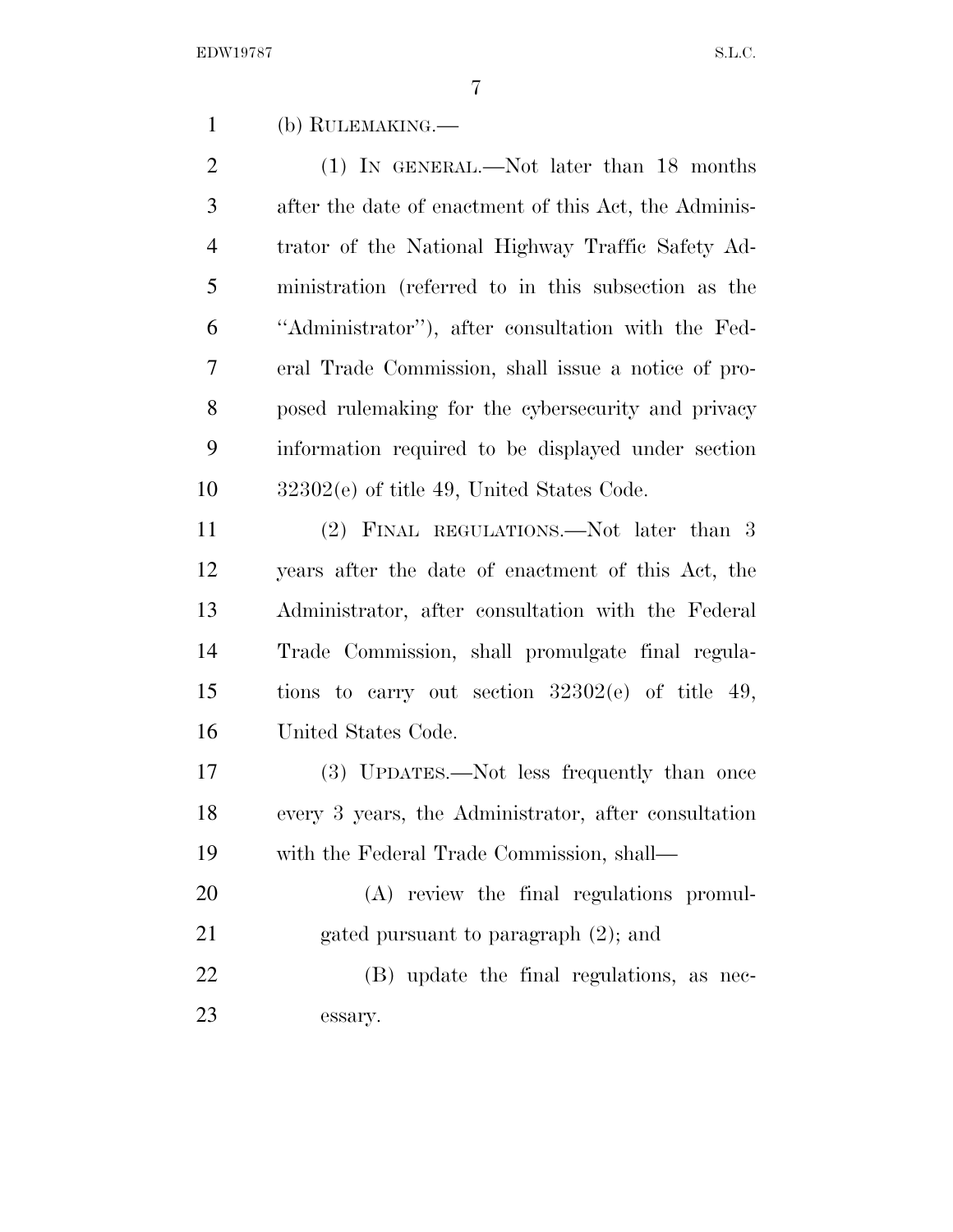(b) RULEMAKING.—

(1) IN GENERAL.—Not later than 18 months after the date of enactment of this Act, the Administrator of the National Highway Traffic Safety Administration (referred to in this subsection as the "Administrator"), after consultation with the Federal Trade Commission, shall issue a notice of proposed rulemaking for the cybersecurity and privacy information required to be displayed under section 32302(e) of title 49, United States Code.

(2) FINAL REGULATIONS.—Not later than 3 years after the date of enactment of this Act, the Administrator, after consultation with the Federal Trade Commission, shall promulgate final regulations to carry out section 32302(e) of title 49, United States Code.

(3) UPDATES.—Not less frequently than once every 3 years, the Administrator, after consultation with the Federal Trade Commission, shall—

(A) review the final regulations promulgated pursuant to paragraph (2); and

(B) update the final regulations, as necessary.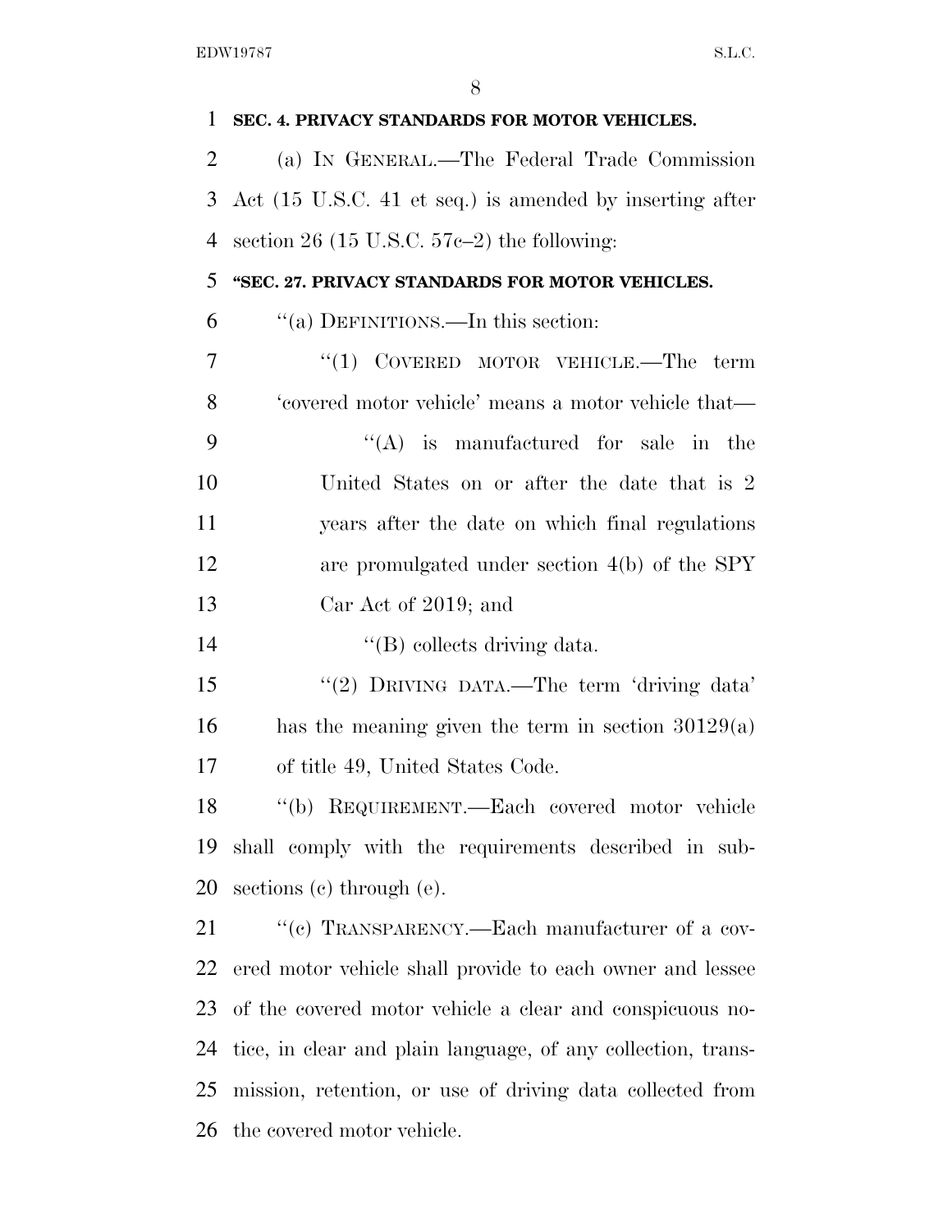**SEC. 4. PRIVACY STANDARDS FOR MOTOR VEHICLES.**

(a) IN GENERAL.—The Federal Trade Commission Act (15 U.S.C. 41 et seq.) is amended by inserting after section 26 (15 U.S.C. 57c–2) the following:

**"SEC. 27. PRIVACY STANDARDS FOR MOTOR VEHICLES.**

"(a) DEFINITIONS.—In this section:

"(1) COVERED MOTOR VEHICLE.—The term 'covered motor vehicle' means a motor vehicle that—

"(A) is manufactured for sale in the United States on or after the date that is 2 years after the date on which final regulations are promulgated under section 4(b) of the SPY Car Act of 2019; and

"(B) collects driving data.

"(2) DRIVING DATA.—The term 'driving data' has the meaning given the term in section 30129(a) of title 49, United States Code.

"(b) REQUIREMENT.—Each covered motor vehicle shall comply with the requirements described in subsections (c) through (e).

"(c) TRANSPARENCY.—Each manufacturer of a covered motor vehicle shall provide to each owner and lessee of the covered motor vehicle a clear and conspicuous notice, in clear and plain language, of any collection, transmission, retention, or use of driving data collected from the covered motor vehicle.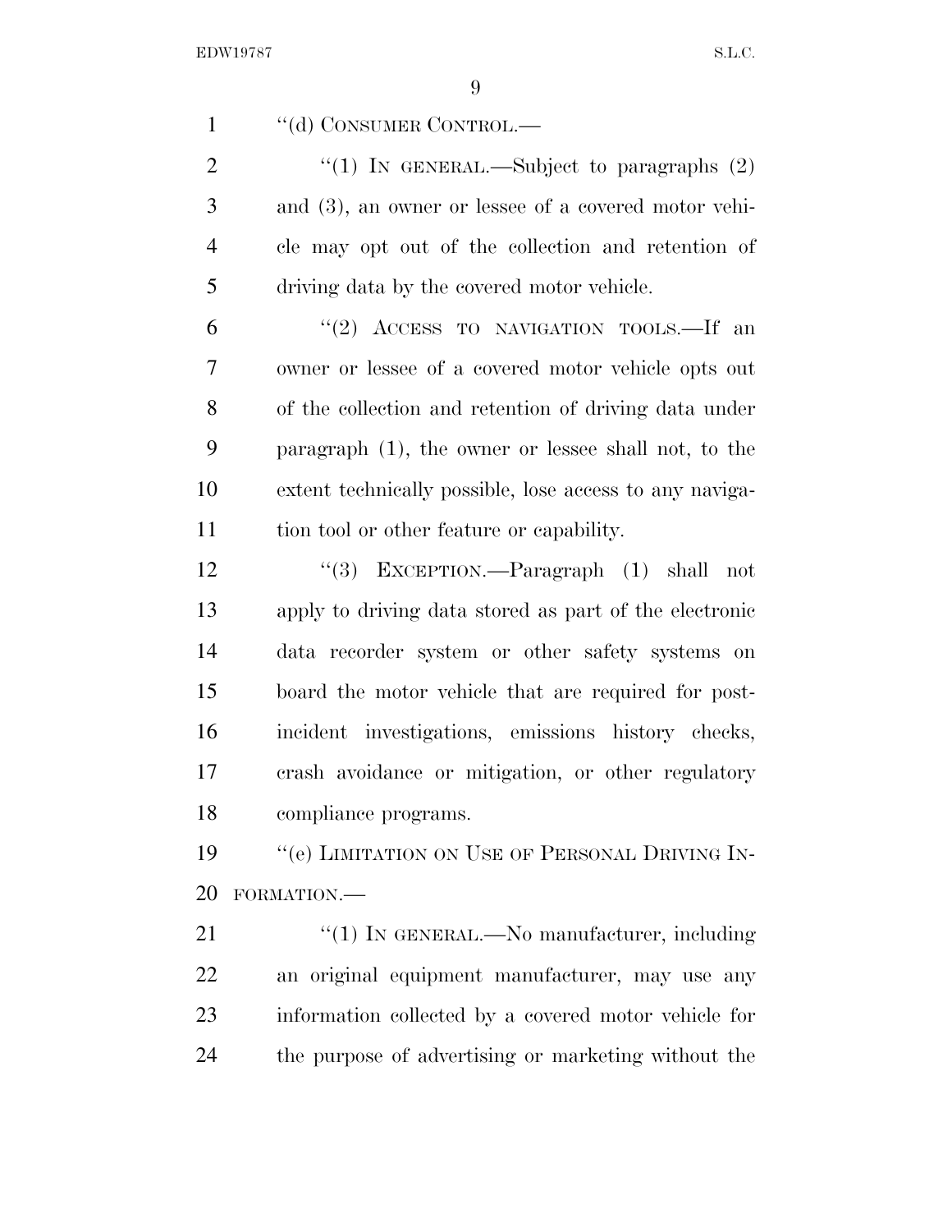"(d) CONSUMER CONTROL.—

"(1) IN GENERAL.—Subject to paragraphs (2) and (3), an owner or lessee of a covered motor vehicle may opt out of the collection and retention of driving data by the covered motor vehicle.

"(2) ACCESS TO NAVIGATION TOOLS.—If an owner or lessee of a covered motor vehicle opts out of the collection and retention of driving data under paragraph (1), the owner or lessee shall not, to the extent technically possible, lose access to any navigation tool or other feature or capability.

"(3) EXCEPTION.—Paragraph (1) shall not apply to driving data stored as part of the electronic data recorder system or other safety systems on board the motor vehicle that are required for post-incident investigations, emissions history checks, crash avoidance or mitigation, or other regulatory compliance programs.

"(e) LIMITATION ON USE OF PERSONAL DRIVING INFORMATION.—

"(1) IN GENERAL.—No manufacturer, including an original equipment manufacturer, may use any information collected by a covered motor vehicle for the purpose of advertising or marketing without the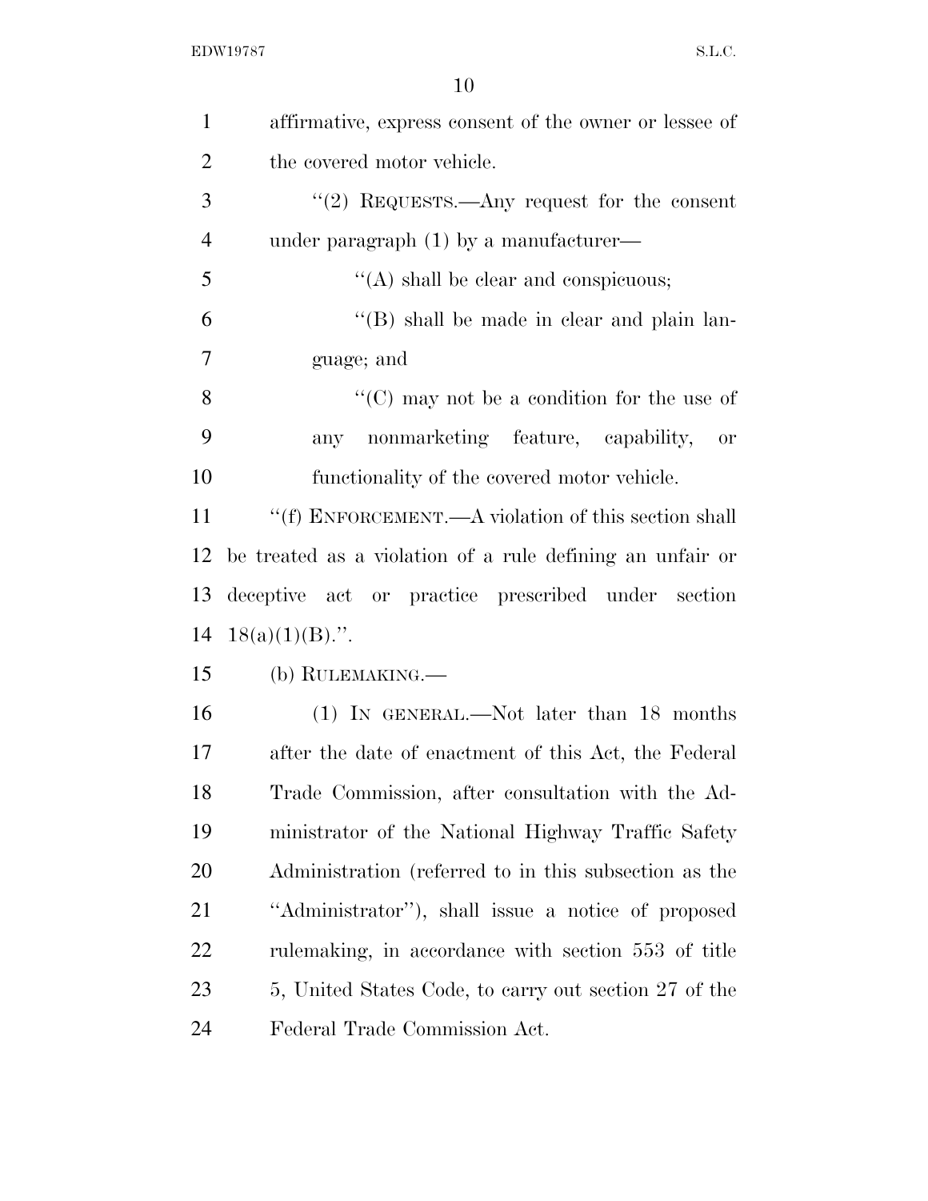affirmative, express consent of the owner or lessee of the covered motor vehicle.

"(2) REQUESTS.—Any request for the consent under paragraph (1) by a manufacturer—

"(A) shall be clear and conspicuous;

"(B) shall be made in clear and plain language; and

"(C) may not be a condition for the use of any nonmarketing feature, capability, or functionality of the covered motor vehicle.

"(f) ENFORCEMENT.—A violation of this section shall be treated as a violation of a rule defining an unfair or deceptive act or practice prescribed under section 18(a)(1)(B).".

(b) RULEMAKING.—

(1) IN GENERAL.—Not later than 18 months after the date of enactment of this Act, the Federal Trade Commission, after consultation with the Administrator of the National Highway Traffic Safety Administration (referred to in this subsection as the "Administrator"), shall issue a notice of proposed rulemaking, in accordance with section 553 of title 5, United States Code, to carry out section 27 of the Federal Trade Commission Act.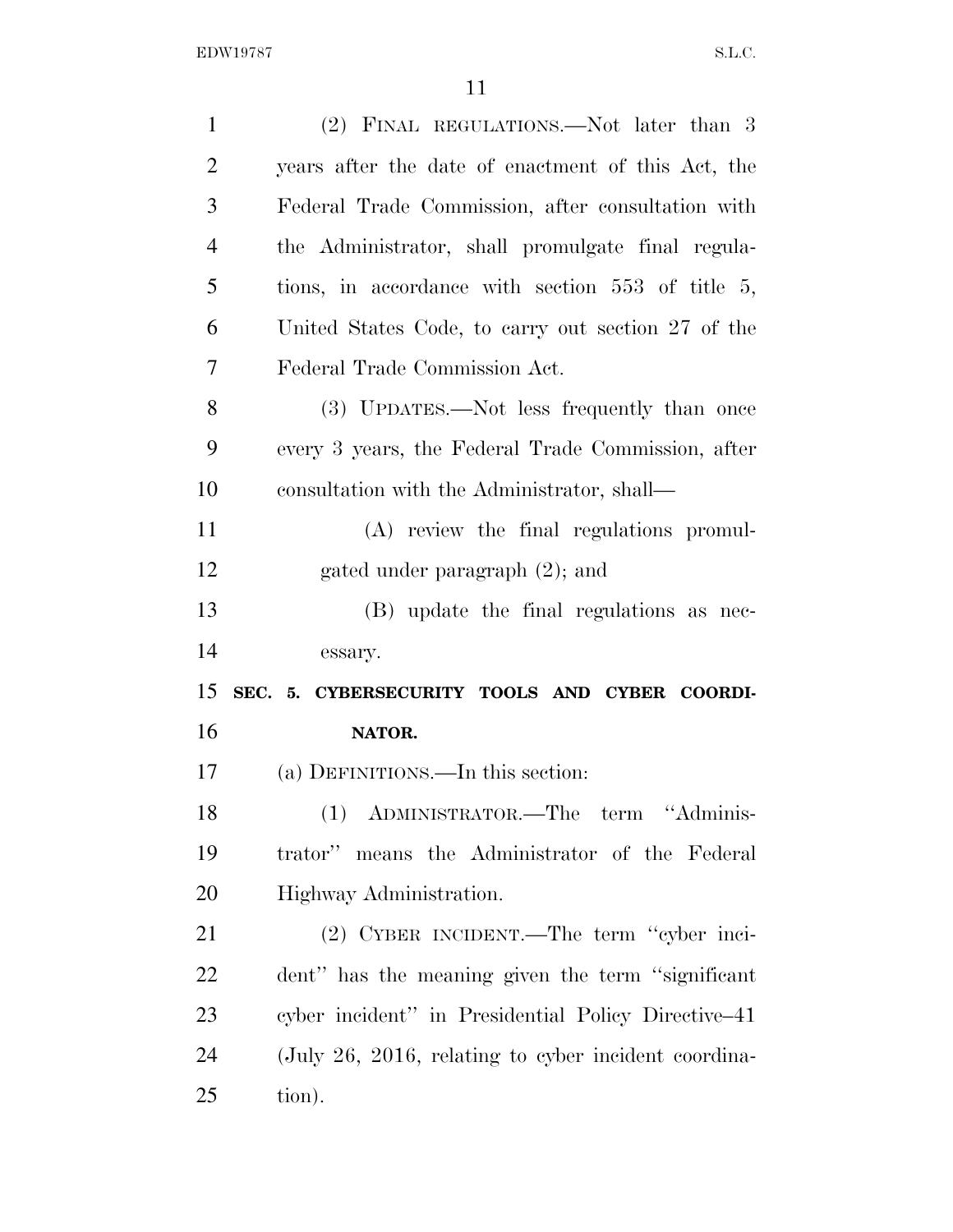(2) FINAL REGULATIONS.—Not later than 3 years after the date of enactment of this Act, the Federal Trade Commission, after consultation with the Administrator, shall promulgate final regulations, in accordance with section 553 of title 5, United States Code, to carry out section 27 of the Federal Trade Commission Act.

(3) UPDATES.—Not less frequently than once every 3 years, the Federal Trade Commission, after consultation with the Administrator, shall—

(A) review the final regulations promulgated under paragraph (2); and

(B) update the final regulations as necessary.

## SEC. 5. CYBERSECURITY TOOLS AND CYBER COORDINATOR.

(a) DEFINITIONS.—In this section:

(1) ADMINISTRATOR.—The term ''Administrator'' means the Administrator of the Federal Highway Administration.

(2) CYBER INCIDENT.—The term ''cyber incident'' has the meaning given the term ''significant cyber incident'' in Presidential Policy Directive–41 (July 26, 2016, relating to cyber incident coordination).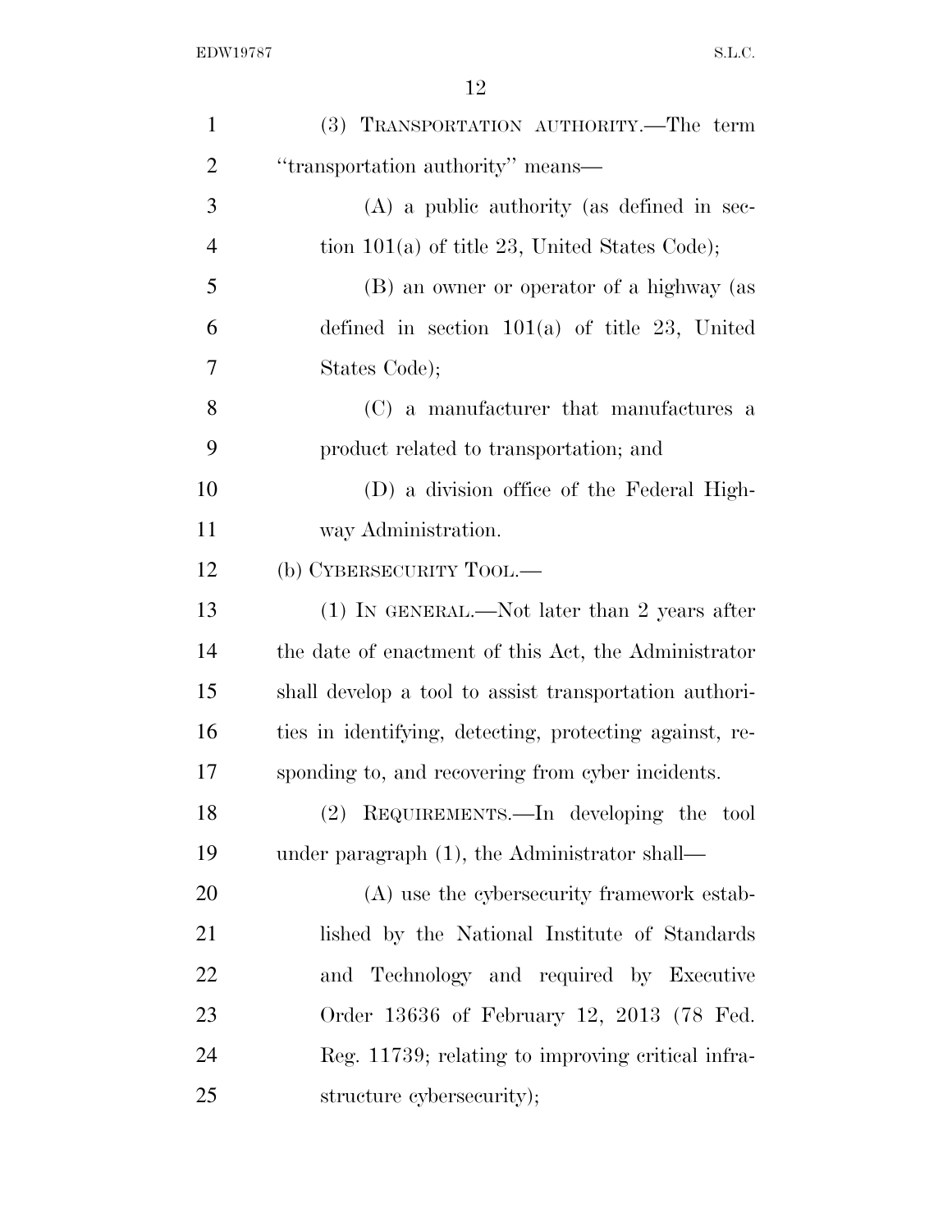(3) TRANSPORTATION AUTHORITY.—The term "transportation authority" means—

(A) a public authority (as defined in section 101(a) of title 23, United States Code);

(B) an owner or operator of a highway (as defined in section 101(a) of title 23, United States Code);

(C) a manufacturer that manufactures a product related to transportation; and

(D) a division office of the Federal Highway Administration.

(b) CYBERSECURITY TOOL.—

(1) IN GENERAL.—Not later than 2 years after the date of enactment of this Act, the Administrator shall develop a tool to assist transportation authorities in identifying, detecting, protecting against, responding to, and recovering from cyber incidents.

(2) REQUIREMENTS.—In developing the tool under paragraph (1), the Administrator shall—

(A) use the cybersecurity framework established by the National Institute of Standards and Technology and required by Executive Order 13636 of February 12, 2013 (78 Fed. Reg. 11739; relating to improving critical infrastructure cybersecurity);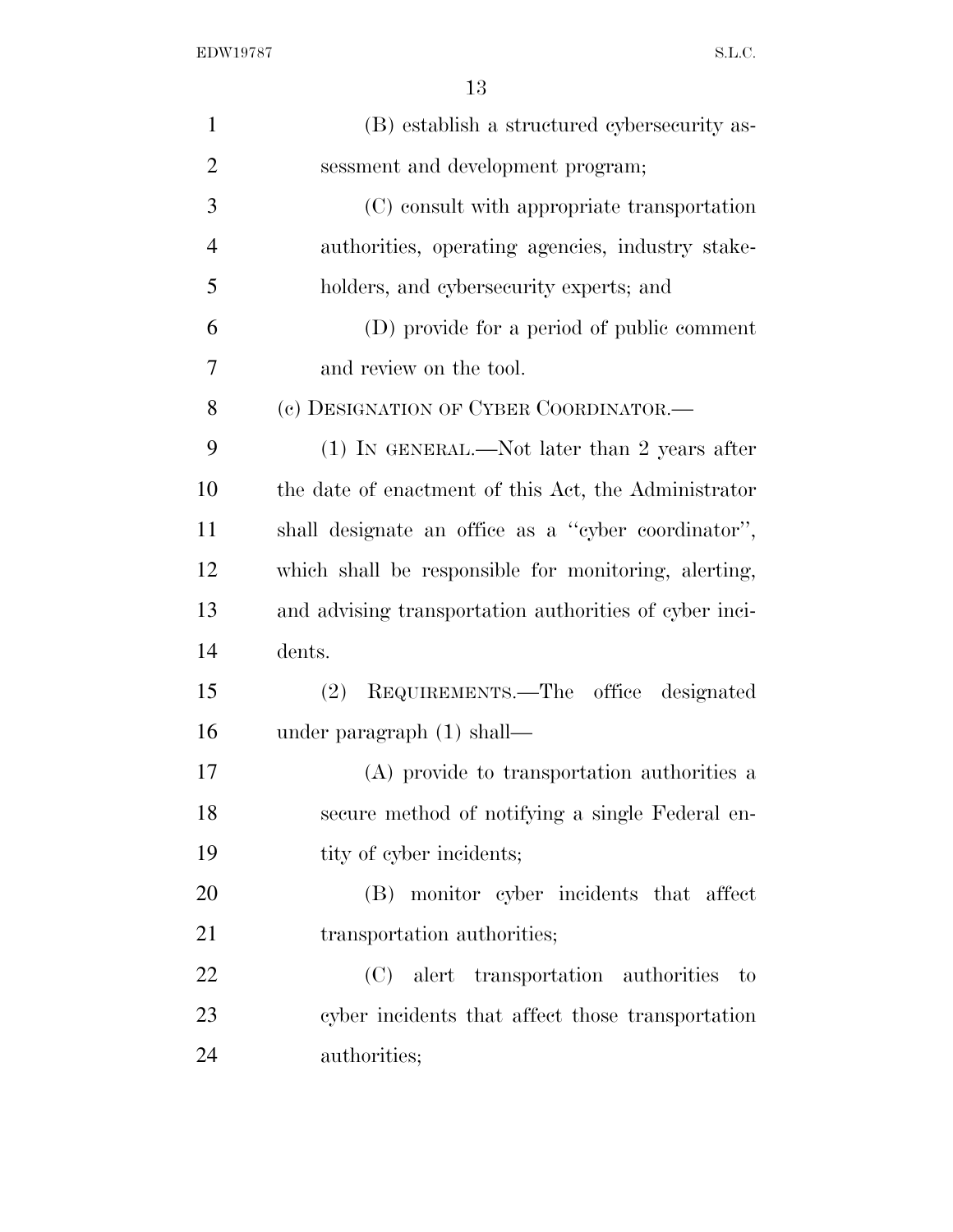(B) establish a structured cybersecurity assessment and development program;

(C) consult with appropriate transportation authorities, operating agencies, industry stakeholders, and cybersecurity experts; and

(D) provide for a period of public comment and review on the tool.

(c) DESIGNATION OF CYBER COORDINATOR.—

(1) IN GENERAL.—Not later than 2 years after the date of enactment of this Act, the Administrator shall designate an office as a ''cyber coordinator'', which shall be responsible for monitoring, alerting, and advising transportation authorities of cyber incidents.

(2) REQUIREMENTS.—The office designated under paragraph (1) shall—

(A) provide to transportation authorities a secure method of notifying a single Federal entity of cyber incidents;

(B) monitor cyber incidents that affect transportation authorities;

(C) alert transportation authorities to cyber incidents that affect those transportation authorities;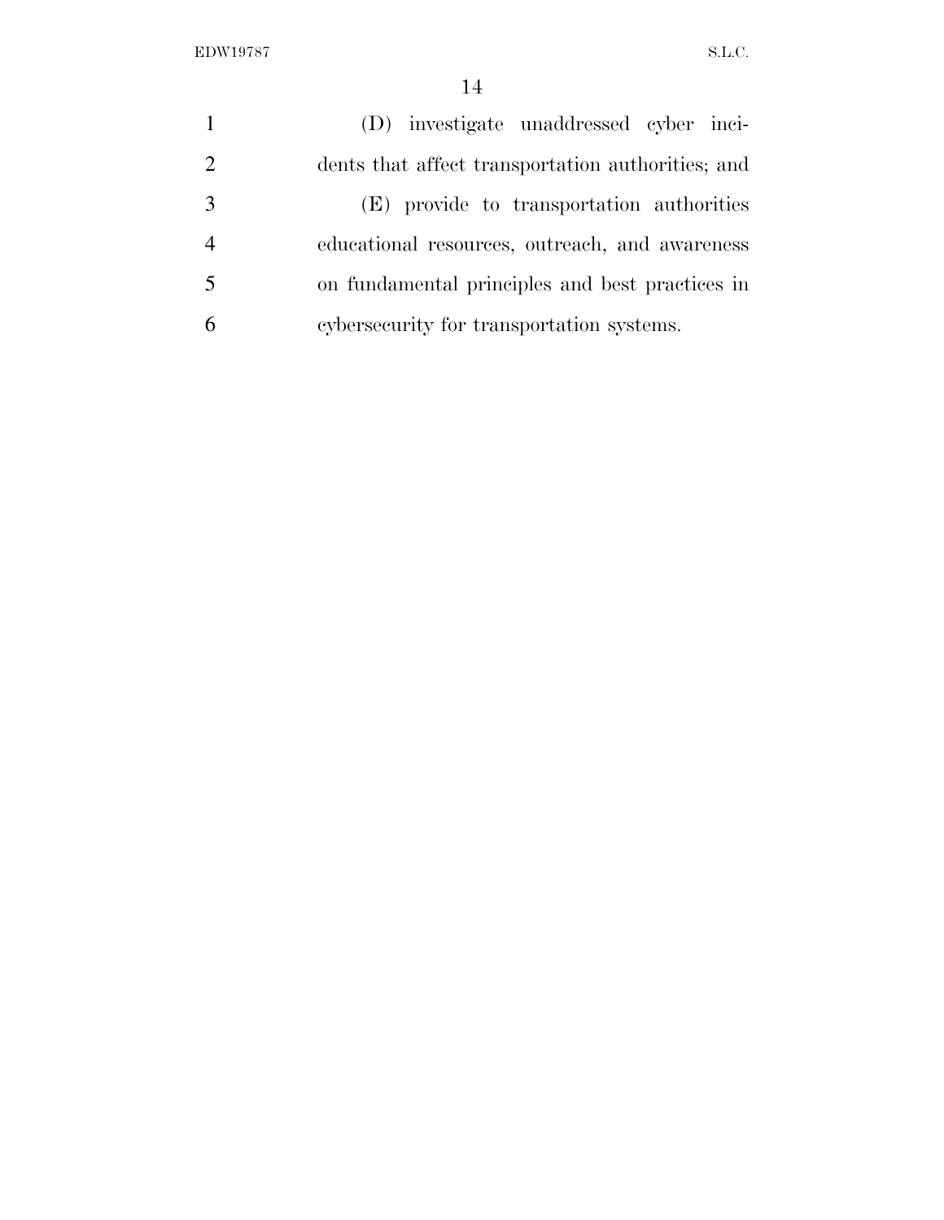(D) investigate unaddressed cyber incidents that affect transportation authorities; and

(E) provide to transportation authorities educational resources, outreach, and awareness on fundamental principles and best practices in cybersecurity for transportation systems.